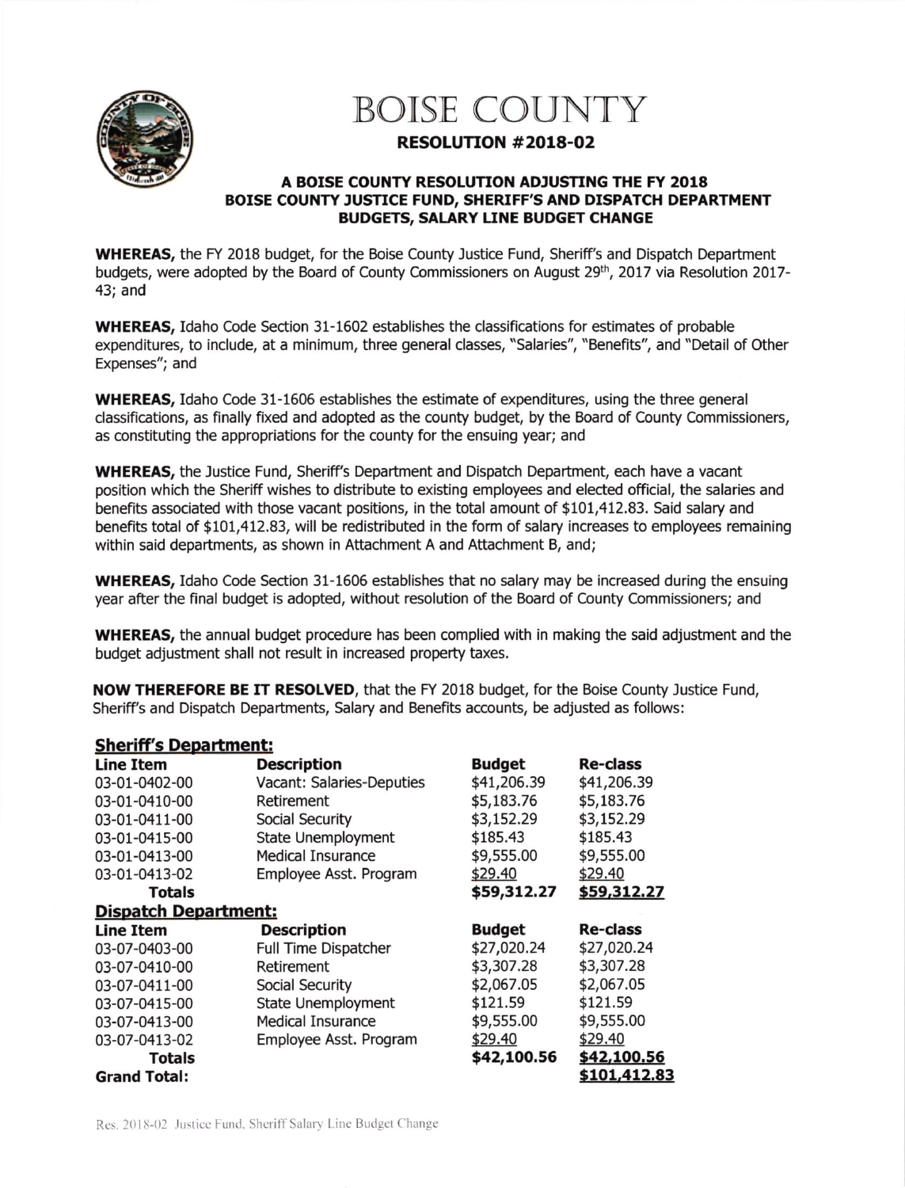# BOISE COUNTY

## RESOLUTION #2018-02

### A BOISE COUNTY RESOLUTION ADJUSTING THE FY 2018 BOISE COUNTY JUSTICE FUND, SHERIFF'S AND DISPATCH DEPARTMENT BUDGETS, SALARY LINE BUDGET CHANGE

**WHEREAS,** the FY 2018 budget, for the Boise County Justice Fund, Sheriff's and Dispatch Department budgets, were adopted by the Board of County Commissioners on August 29th, 2017 via Resolution 2017-43; and

**WHEREAS,** Idaho Code Section 31-1602 establishes the classifications for estimates of probable expenditures, to include, at a minimum, three general classes, "Salaries", "Benefits", and "Detail of Other Expenses"; and

**WHEREAS,** Idaho Code 31-1606 establishes the estimate of expenditures, using the three general classifications, as finally fixed and adopted as the county budget, by the Board of County Commissioners, as constituting the appropriations for the county for the ensuing year; and

**WHEREAS,** the Justice Fund, Sheriff's Department and Dispatch Department, each have a vacant position which the Sheriff wishes to distribute to existing employees and elected official, the salaries and benefits associated with those vacant positions, in the total amount of $101,412.83. Said salary and benefits total of $101,412.83, will be redistributed in the form of salary increases to employees remaining within said departments, as shown in Attachment A and Attachment B, and;

**WHEREAS,** Idaho Code Section 31-1606 establishes that no salary may be increased during the ensuing year after the final budget is adopted, without resolution of the Board of County Commissioners; and

**WHEREAS,** the annual budget procedure has been complied with in making the said adjustment and the budget adjustment shall not result in increased property taxes.

**NOW THEREFORE BE IT RESOLVED**, that the FY 2018 budget, for the Boise County Justice Fund, Sheriff's and Dispatch Departments, Salary and Benefits accounts, be adjusted as follows:

**Sheriff's Department:**

| Line Item | Description | Budget | Re-class |
|---|---|---|---|
| 03-01-0402-00 | Vacant: Salaries-Deputies | $41,206.39 | $41,206.39 |
| 03-01-0410-00 | Retirement | $5,183.76 | $5,183.76 |
| 03-01-0411-00 | Social Security | $3,152.29 | $3,152.29 |
| 03-01-0415-00 | State Unemployment | $185.43 | $185.43 |
| 03-01-0413-00 | Medical Insurance | $9,555.00 | $9,555.00 |
| 03-01-0413-02 | Employee Asst. Program | $29.40 | $29.40 |
| **Totals** | | **$59,312.27** | **$59,312.27** |

**Dispatch Department:**

| Line Item | Description | Budget | Re-class |
|---|---|---|---|
| 03-07-0403-00 | Full Time Dispatcher | $27,020.24 | $27,020.24 |
| 03-07-0410-00 | Retirement | $3,307.28 | $3,307.28 |
| 03-07-0411-00 | Social Security | $2,067.05 | $2,067.05 |
| 03-07-0415-00 | State Unemployment | $121.59 | $121.59 |
| 03-07-0413-00 | Medical Insurance | $9,555.00 | $9,555.00 |
| 03-07-0413-02 | Employee Asst. Program | $29.40 | $29.40 |
| **Totals** | | **$42,100.56** | **$42,100.56** |
| **Grand Total:** | | | **$101,412.83** |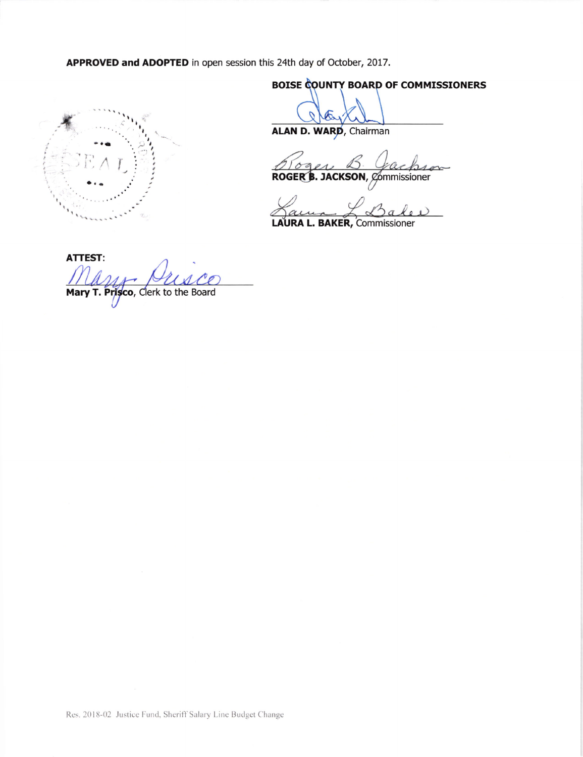**APPROVED and ADOPTED** in open session this 24th day of October, 2017.

**BOISE COUNTY BOARD OF COMMISSIONERS**

**ALAN D. WARD**, Chairman

**ROGER B. JACKSON,** Commissioner

**LAURA L. BAKER,** Commissioner

SEAL

**ATTEST**:

**Mary T. Prisco**, Clerk to the Board

Res. 2018-02 Justice Fund, Sheriff Salary Line Budget Change